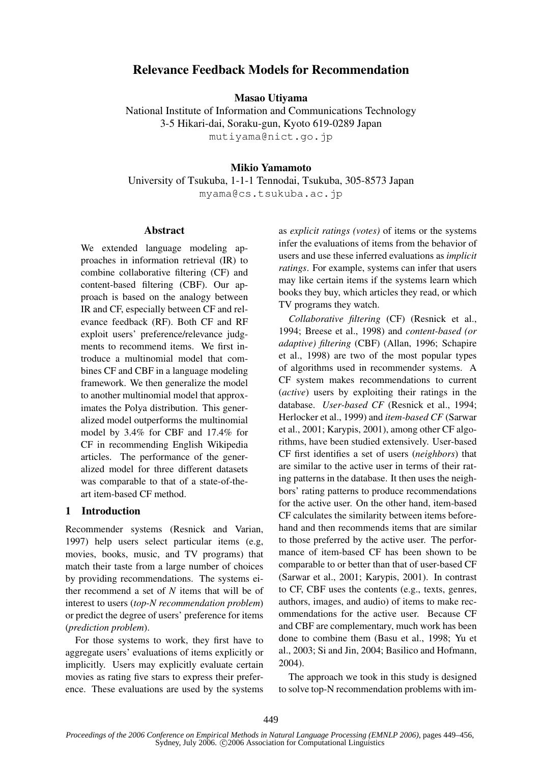# Relevance Feedback Models for Recommendation

**Masao Utiyama**
National Institute of Information and Communications Technology
3-5 Hikari-dai, Soraku-gun, Kyoto 619-0289 Japan
mutiyama@nict.go.jp

**Mikio Yamamoto**
University of Tsukuba, 1-1-1 Tennodai, Tsukuba, 305-8573 Japan
myama@cs.tsukuba.ac.jp

## Abstract

We extended language modeling approaches in information retrieval (IR) to combine collaborative filtering (CF) and content-based filtering (CBF). Our approach is based on the analogy between IR and CF, especially between CF and relevance feedback (RF). Both CF and RF exploit users' preference/relevance judgments to recommend items. We first introduce a multinomial model that combines CF and CBF in a language modeling framework. We then generalize the model to another multinomial model that approximates the Polya distribution. This generalized model outperforms the multinomial model by 3.4% for CBF and 17.4% for CF in recommending English Wikipedia articles. The performance of the generalized model for three different datasets was comparable to that of a state-of-the-art item-based CF method.

## 1 Introduction

Recommender systems (Resnick and Varian, 1997) help users select particular items (e.g, movies, books, music, and TV programs) that match their taste from a large number of choices by providing recommendations. The systems either recommend a set of *N* items that will be of interest to users (*top-N recommendation problem*) or predict the degree of users' preference for items (*prediction problem*).

For those systems to work, they first have to aggregate users' evaluations of items explicitly or implicitly. Users may explicitly evaluate certain movies as rating five stars to express their preference. These evaluations are used by the systems as *explicit ratings (votes)* of items or the systems infer the evaluations of items from the behavior of users and use these inferred evaluations as *implicit ratings*. For example, systems can infer that users may like certain items if the systems learn which books they buy, which articles they read, or which TV programs they watch.

*Collaborative filtering* (CF) (Resnick et al., 1994; Breese et al., 1998) and *content-based (or adaptive) filtering* (CBF) (Allan, 1996; Schapire et al., 1998) are two of the most popular types of algorithms used in recommender systems. A CF system makes recommendations to current (*active*) users by exploiting their ratings in the database. *User-based CF* (Resnick et al., 1994; Herlocker et al., 1999) and *item-based CF* (Sarwar et al., 2001; Karypis, 2001), among other CF algorithms, have been studied extensively. User-based CF first identifies a set of users (*neighbors*) that are similar to the active user in terms of their rating patterns in the database. It then uses the neighbors' rating patterns to produce recommendations for the active user. On the other hand, item-based CF calculates the similarity between items beforehand and then recommends items that are similar to those preferred by the active user. The performance of item-based CF has been shown to be comparable to or better than that of user-based CF (Sarwar et al., 2001; Karypis, 2001). In contrast to CF, CBF uses the contents (e.g., texts, genres, authors, images, and audio) of items to make recommendations for the active user. Because CF and CBF are complementary, much work has been done to combine them (Basu et al., 1998; Yu et al., 2003; Si and Jin, 2004; Basilico and Hofmann, 2004).

The approach we took in this study is designed to solve top-N recommendation problems with im-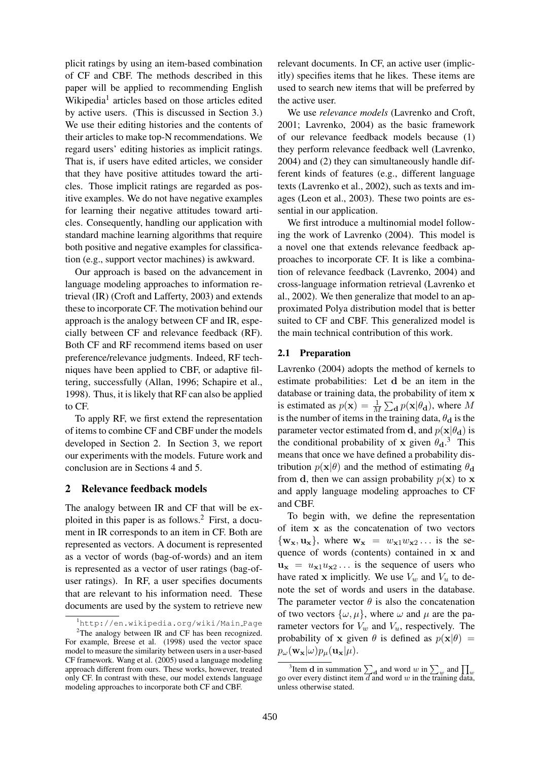plicit ratings by using an item-based combination of CF and CBF. The methods described in this paper will be applied to recommending English Wikipedia[1] articles based on those articles edited by active users. (This is discussed in Section 3.) We use their editing histories and the contents of their articles to make top-N recommendations. We regard users' editing histories as implicit ratings. That is, if users have edited articles, we consider that they have positive attitudes toward the articles. Those implicit ratings are regarded as positive examples. We do not have negative examples for learning their negative attitudes toward articles. Consequently, handling our application with standard machine learning algorithms that require both positive and negative examples for classification (e.g., support vector machines) is awkward.

Our approach is based on the advancement in language modeling approaches to information retrieval (IR) (Croft and Lafferty, 2003) and extends these to incorporate CF. The motivation behind our approach is the analogy between CF and IR, especially between CF and relevance feedback (RF). Both CF and RF recommend items based on user preference/relevance judgments. Indeed, RF techniques have been applied to CBF, or adaptive filtering, successfully (Allan, 1996; Schapire et al., 1998). Thus, it is likely that RF can also be applied to CF.

To apply RF, we first extend the representation of items to combine CF and CBF under the models developed in Section 2. In Section 3, we report our experiments with the models. Future work and conclusion are in Sections 4 and 5.

## 2 Relevance feedback models

The analogy between IR and CF that will be exploited in this paper is as follows.[2] First, a document in IR corresponds to an item in CF. Both are represented as vectors. A document is represented as a vector of words (bag-of-words) and an item is represented as a vector of user ratings (bag-of-user ratings). In RF, a user specifies documents that are relevant to his information need. These documents are used by the system to retrieve new relevant documents. In CF, an active user (implicitly) specifies items that he likes. These items are used to search new items that will be preferred by the active user.

We use *relevance models* (Lavrenko and Croft, 2001; Lavrenko, 2004) as the basic framework of our relevance feedback models because (1) they perform relevance feedback well (Lavrenko, 2004) and (2) they can simultaneously handle different kinds of features (e.g., different language texts (Lavrenko et al., 2002), such as texts and images (Leon et al., 2003). These two points are essential in our application.

We first introduce a multinomial model following the work of Lavrenko (2004). This model is a novel one that extends relevance feedback approaches to incorporate CF. It is like a combination of relevance feedback (Lavrenko, 2004) and cross-language information retrieval (Lavrenko et al., 2002). We then generalize that model to an approximated Polya distribution model that is better suited to CF and CBF. This generalized model is the main technical contribution of this work.

### 2.1 Preparation

Lavrenko (2004) adopts the method of kernels to estimate probabilities: Let $\mathbf{d}$ be an item in the database or training data, the probability of item $\mathbf{x}$ is estimated as $p(\mathbf{x}) = \frac{1}{M}\sum_{\mathbf{d}} p(\mathbf{x}|\theta_{\mathbf{d}})$, where $M$ is the number of items in the training data, $\theta_{\mathbf{d}}$ is the parameter vector estimated from $\mathbf{d}$, and $p(\mathbf{x}|\theta_{\mathbf{d}})$ is the conditional probability of $\mathbf{x}$ given $\theta_{\mathbf{d}}$.[3] This means that once we have defined a probability distribution $p(\mathbf{x}|\theta)$ and the method of estimating $\theta_{\mathbf{d}}$ from $\mathbf{d}$, then we can assign probability $p(\mathbf{x})$ to $\mathbf{x}$ and apply language modeling approaches to CF and CBF.

To begin with, we define the representation of item $\mathbf{x}$ as the concatenation of two vectors $\{\mathbf{w_x}, \mathbf{u_x}\}$, where $\mathbf{w_x} = w_{\mathbf{x}1}w_{\mathbf{x}2}\ldots$ is the sequence of words (contents) contained in $\mathbf{x}$ and $\mathbf{u_x} = u_{\mathbf{x}1}u_{\mathbf{x}2}\ldots$ is the sequence of users who have rated $\mathbf{x}$ implicitly. We use $V_w$ and $V_u$ to denote the set of words and users in the database. The parameter vector $\theta$ is also the concatenation of two vectors $\{\omega, \mu\}$, where $\omega$ and $\mu$ are the parameter vectors for $V_w$ and $V_u$, respectively. The probability of $\mathbf{x}$ given $\theta$ is defined as $p(\mathbf{x}|\theta) = p_\omega(\mathbf{w_x}|\omega)p_\mu(\mathbf{u_x}|\mu)$.

---

[1] http://en.wikipedia.org/wiki/Main_Page

[2] The analogy between IR and CF has been recognized. For example, Breese et al. (1998) used the vector space model to measure the similarity between users in a user-based CF framework. Wang et al. (2005) used a language modeling approach different from ours. These works, however, treated only CF. In contrast with these, our model extends language modeling approaches to incorporate both CF and CBF.

[3] Item $\mathbf{d}$ in summation $\sum_{\mathbf{d}}$ and word $w$ in $\sum_w$ and $\prod_w$ go over every distinct item $d$ and word $w$ in the training data, unless otherwise stated.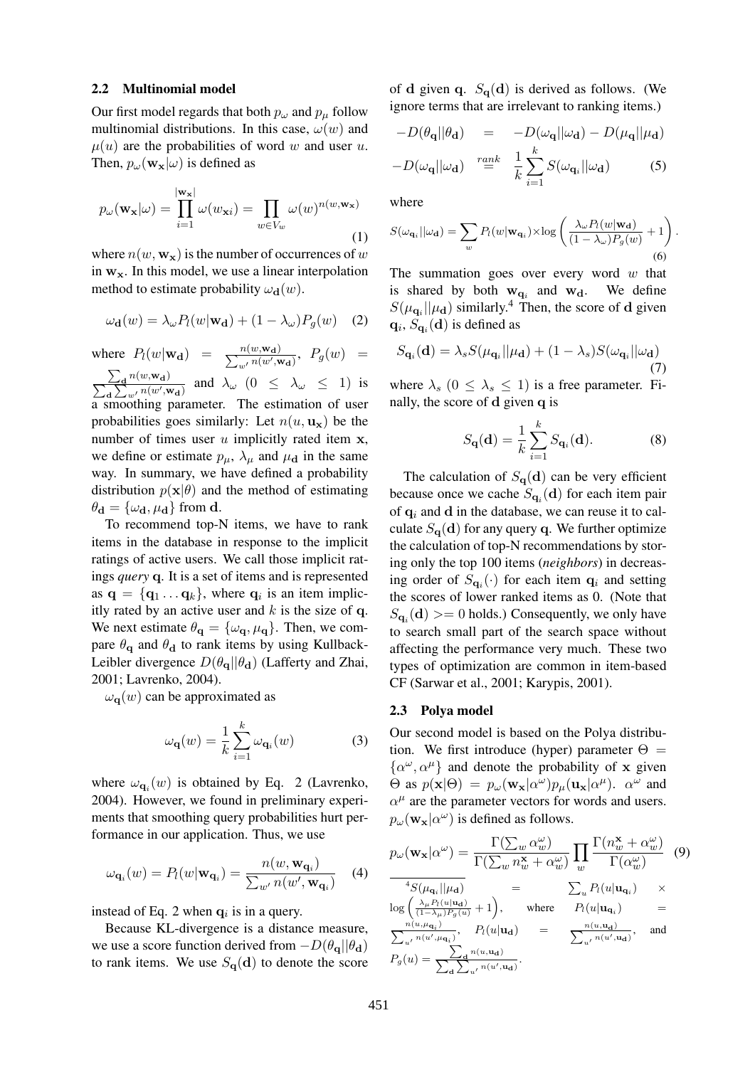### 2.2 Multinomial model

Our first model regards that both $p_\omega$ and $p_\mu$ follow multinomial distributions. In this case, $\omega(w)$ and $\mu(u)$ are the probabilities of word $w$ and user $u$. Then, $p_\omega(\mathbf{w_x}|\omega)$ is defined as

$$p_\omega(\mathbf{w_x}|\omega) = \prod_{i=1}^{|\mathbf{w_x}|} \omega(w_{\mathbf{x}i}) = \prod_{w \in V_w} \omega(w)^{n(w,\mathbf{w_x})} \quad (1)$$

where $n(w, \mathbf{w_x})$ is the number of occurrences of $w$ in $\mathbf{w_x}$. In this model, we use a linear interpolation method to estimate probability $\omega_\mathbf{d}(w)$.

$$\omega_\mathbf{d}(w) = \lambda_\omega P_l(w|\mathbf{w_d}) + (1 - \lambda_\omega) P_g(w) \quad (2)$$

where $P_l(w|\mathbf{w_d}) = \frac{n(w,\mathbf{w_d})}{\sum_{w'} n(w',\mathbf{w_d})}$, $P_g(w) = \frac{\sum_\mathbf{d} n(w,\mathbf{w_d})}{\sum_\mathbf{d} \sum_{w'} n(w',\mathbf{w_d})}$ and $\lambda_\omega$ $(0 \leq \lambda_\omega \leq 1)$ is a smoothing parameter. The estimation of user probabilities goes similarly: Let $n(u, \mathbf{u_x})$ be the number of times user $u$ implicitly rated item $\mathbf{x}$, we define or estimate $p_\mu$, $\lambda_\mu$ and $\mu_\mathbf{d}$ in the same way. In summary, we have defined a probability distribution $p(\mathbf{x}|\theta)$ and the method of estimating $\theta_\mathbf{d} = \{\omega_\mathbf{d}, \mu_\mathbf{d}\}$ from $\mathbf{d}$.

To recommend top-N items, we have to rank items in the database in response to the implicit ratings of active users. We call those implicit ratings *query* $\mathbf{q}$. It is a set of items and is represented as $\mathbf{q} = \{\mathbf{q}_1 \ldots \mathbf{q}_k\}$, where $\mathbf{q}_i$ is an item implicitly rated by an active user and $k$ is the size of $\mathbf{q}$. We next estimate $\theta_\mathbf{q} = \{\omega_\mathbf{q}, \mu_\mathbf{q}\}$. Then, we compare $\theta_\mathbf{q}$ and $\theta_\mathbf{d}$ to rank items by using Kullback-Leibler divergence $D(\theta_\mathbf{q}||\theta_\mathbf{d})$ (Lafferty and Zhai, 2001; Lavrenko, 2004).

$\omega_\mathbf{q}(w)$ can be approximated as

$$\omega_\mathbf{q}(w) = \frac{1}{k} \sum_{i=1}^{k} \omega_{\mathbf{q}_i}(w) \quad (3)$$

where $\omega_{\mathbf{q}_i}(w)$ is obtained by Eq. 2 (Lavrenko, 2004). However, we found in preliminary experiments that smoothing query probabilities hurt performance in our application. Thus, we use

$$\omega_{\mathbf{q}_i}(w) = P_l(w|\mathbf{w}_{\mathbf{q}_i}) = \frac{n(w, \mathbf{w}_{\mathbf{q}_i})}{\sum_{w'} n(w', \mathbf{w}_{\mathbf{q}_i})} \quad (4)$$

instead of Eq. 2 when $\mathbf{q}_i$ is in a query.

Because KL-divergence is a distance measure, we use a score function derived from $-D(\theta_\mathbf{q}||\theta_\mathbf{d})$ to rank items. We use $S_\mathbf{q}(\mathbf{d})$ to denote the score of $\mathbf{d}$ given $\mathbf{q}$. $S_\mathbf{q}(\mathbf{d})$ is derived as follows. (We ignore terms that are irrelevant to ranking items.)

$$-D(\theta_\mathbf{q}||\theta_\mathbf{d}) = -D(\omega_\mathbf{q}||\omega_\mathbf{d}) - D(\mu_\mathbf{q}||\mu_\mathbf{d})$$

$$-D(\omega_\mathbf{q}||\omega_\mathbf{d}) \stackrel{rank}{=} \frac{1}{k} \sum_{i=1}^{k} S(\omega_{\mathbf{q}_i}||\omega_\mathbf{d}) \quad (5)$$

where

$$S(\omega_{\mathbf{q}_i}||\omega_\mathbf{d}) = \sum_w P_l(w|\mathbf{w}_{\mathbf{q}_i}) \times \log\left(\frac{\lambda_\omega P_l(w|\mathbf{w_d})}{(1-\lambda_\omega) P_g(w)} + 1\right). \quad (6)$$

The summation goes over every word $w$ that is shared by both $\mathbf{w}_{\mathbf{q}_i}$ and $\mathbf{w_d}$. We define $S(\mu_{\mathbf{q}_i}||\mu_\mathbf{d})$ similarly.[4] Then, the score of $\mathbf{d}$ given $\mathbf{q}_i$, $S_{\mathbf{q}_i}(\mathbf{d})$ is defined as

$$S_{\mathbf{q}_i}(\mathbf{d}) = \lambda_s S(\mu_{\mathbf{q}_i}||\mu_\mathbf{d}) + (1 - \lambda_s) S(\omega_{\mathbf{q}_i}||\omega_\mathbf{d}) \quad (7)$$

where $\lambda_s$ $(0 \leq \lambda_s \leq 1)$ is a free parameter. Finally, the score of $\mathbf{d}$ given $\mathbf{q}$ is

$$S_\mathbf{q}(\mathbf{d}) = \frac{1}{k} \sum_{i=1}^{k} S_{\mathbf{q}_i}(\mathbf{d}). \quad (8)$$

The calculation of $S_\mathbf{q}(\mathbf{d})$ can be very efficient because once we cache $S_{\mathbf{q}_i}(\mathbf{d})$ for each item pair of $\mathbf{q}_i$ and $\mathbf{d}$ in the database, we can reuse it to calculate $S_\mathbf{q}(\mathbf{d})$ for any query $\mathbf{q}$. We further optimize the calculation of top-N recommendations by storing only the top 100 items (*neighbors*) in decreasing order of $S_{\mathbf{q}_i}(\cdot)$ for each item $\mathbf{q}_i$ and setting the scores of lower ranked items as 0. (Note that $S_{\mathbf{q}_i}(\mathbf{d}) >= 0$ holds.) Consequently, we only have to search small part of the search space without affecting the performance very much. These two types of optimization are common in item-based CF (Sarwar et al., 2001; Karypis, 2001).

### 2.3 Polya model

Our second model is based on the Polya distribution. We first introduce (hyper) parameter $\Theta = \{\alpha^\omega, \alpha^\mu\}$ and denote the probability of $\mathbf{x}$ given $\Theta$ as $p(\mathbf{x}|\Theta) = p_\omega(\mathbf{w_x}|\alpha^\omega) p_\mu(\mathbf{u_x}|\alpha^\mu)$. $\alpha^\omega$ and $\alpha^\mu$ are the parameter vectors for words and users. $p_\omega(\mathbf{w_x}|\alpha^\omega)$ is defined as follows.

$$p_\omega(\mathbf{w_x}|\alpha^\omega) = \frac{\Gamma(\sum_w \alpha_w^\omega)}{\Gamma(\sum_w n_w^\mathbf{x} + \alpha_w^\omega)} \prod_w \frac{\Gamma(n_w^\mathbf{x} + \alpha_w^\omega)}{\Gamma(\alpha_w^\omega)} \quad (9)$$

---

[4] $S(\mu_{\mathbf{q}_i}||\mu_\mathbf{d}) = \sum_u P_l(u|\mathbf{u}_{\mathbf{q}_i}) \times \log\left(\frac{\lambda_\mu P_l(u|\mathbf{u_d})}{(1-\lambda_\mu) P_g(u)} + 1\right)$, where $P_l(u|\mathbf{u}_{\mathbf{q}_i}) = \frac{n(u,\mu_{\mathbf{q}_i})}{\sum_{u'} n(u',\mu_{\mathbf{q}_i})}$, $P_l(u|\mathbf{u_d}) = \frac{n(u,\mathbf{u_d})}{\sum_{u'} n(u',\mathbf{u_d})}$, and $P_g(u) = \frac{\sum_\mathbf{d} n(u,\mathbf{u_d})}{\sum_\mathbf{d} \sum_{u'} n(u',\mathbf{u_d})}$.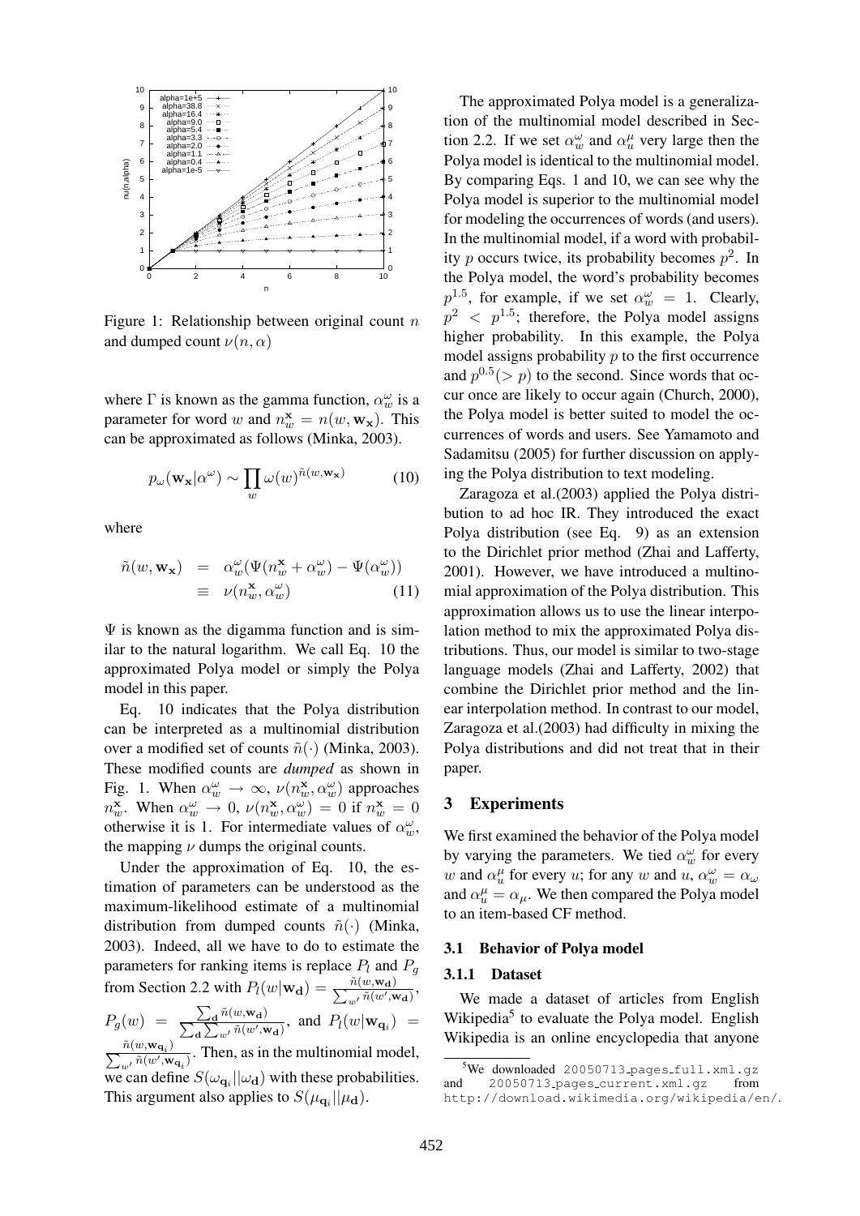Figure 1: Relationship between original count $n$ and dumped count $\nu(n, \alpha)$

where $\Gamma$ is known as the gamma function, $\alpha^{\omega}_{w}$ is a parameter for word $w$ and $n^{\mathbf{x}}_{w} = n(w, \mathbf{w_x})$. This can be approximated as follows (Minka, 2003).

$$p_{\omega}(\mathbf{w_x}|\alpha^{\omega}) \sim \prod_{w} \omega(w)^{\tilde{n}(w,\mathbf{w_x})} \quad (10)$$

where

$$\begin{aligned} \tilde{n}(w, \mathbf{w_x}) &= \alpha^{\omega}_{w}(\Psi(n^{\mathbf{x}}_{w} + \alpha^{\omega}_{w}) - \Psi(\alpha^{\omega}_{w})) \\ &\equiv \nu(n^{\mathbf{x}}_{w}, \alpha^{\omega}_{w}) \end{aligned} \quad (11)$$

$\Psi$ is known as the digamma function and is similar to the natural logarithm. We call Eq. 10 the approximated Polya model or simply the Polya model in this paper.

Eq. 10 indicates that the Polya distribution can be interpreted as a multinomial distribution over a modified set of counts $\tilde{n}(\cdot)$ (Minka, 2003). These modified counts are *dumped* as shown in Fig. 1. When $\alpha^{\omega}_{w} \to \infty$, $\nu(n^{\mathbf{x}}_{w}, \alpha^{\omega}_{w})$ approaches $n^{\mathbf{x}}_{w}$. When $\alpha^{\omega}_{w} \to 0$, $\nu(n^{\mathbf{x}}_{w}, \alpha^{\omega}_{w}) = 0$ if $n^{\mathbf{x}}_{w} = 0$ otherwise it is 1. For intermediate values of $\alpha^{\omega}_{w}$, the mapping $\nu$ dumps the original counts.

Under the approximation of Eq. 10, the estimation of parameters can be understood as the maximum-likelihood estimate of a multinomial distribution from dumped counts $\tilde{n}(\cdot)$ (Minka, 2003). Indeed, all we have to do to estimate the parameters for ranking items is replace $P_l$ and $P_g$ from Section 2.2 with $P_l(w|\mathbf{w_d}) = \frac{\tilde{n}(w,\mathbf{w_d})}{\sum_{w'} \tilde{n}(w',\mathbf{w_d})}$, $P_g(w) = \frac{\sum_{\mathbf{d}} \tilde{n}(w,\mathbf{w_d})}{\sum_{\mathbf{d}} \sum_{w'} \tilde{n}(w',\mathbf{w_d})}$, and $P_l(w|\mathbf{w_{q_i}}) = \frac{\tilde{n}(w,\mathbf{w_{q_i}})}{\sum_{w'} \tilde{n}(w',\mathbf{w_{q_i}})}$. Then, as in the multinomial model, we can define $S(\omega_{\mathbf{q}_i}||\omega_{\mathbf{d}})$ with these probabilities. This argument also applies to $S(\mu_{\mathbf{q}_i}||\mu_{\mathbf{d}})$.

The approximated Polya model is a generalization of the multinomial model described in Section 2.2. If we set $\alpha^{\omega}_{w}$ and $\alpha^{\mu}_{u}$ very large then the Polya model is identical to the multinomial model. By comparing Eqs. 1 and 10, we can see why the Polya model is superior to the multinomial model for modeling the occurrences of words (and users). In the multinomial model, if a word with probability $p$ occurs twice, its probability becomes $p^2$. In the Polya model, the word's probability becomes $p^{1.5}$, for example, if we set $\alpha^{\omega}_{w} = 1$. Clearly, $p^2 < p^{1.5}$; therefore, the Polya model assigns higher probability. In this example, the Polya model assigns probability $p$ to the first occurrence and $p^{0.5}(> p)$ to the second. Since words that occur once are likely to occur again (Church, 2000), the Polya model is better suited to model the occurrences of words and users. See Yamamoto and Sadamitsu (2005) for further discussion on applying the Polya distribution to text modeling.

Zaragoza et al.(2003) applied the Polya distribution to ad hoc IR. They introduced the exact Polya distribution (see Eq. 9) as an extension to the Dirichlet prior method (Zhai and Lafferty, 2001). However, we have introduced a multinomial approximation of the Polya distribution. This approximation allows us to use the linear interpolation method to mix the approximated Polya distributions. Thus, our model is similar to two-stage language models (Zhai and Lafferty, 2002) that combine the Dirichlet prior method and the linear interpolation method. In contrast to our model, Zaragoza et al.(2003) had difficulty in mixing the Polya distributions and did not treat that in their paper.

## 3 Experiments

We first examined the behavior of the Polya model by varying the parameters. We tied $\alpha^{\omega}_{w}$ for every $w$ and $\alpha^{\mu}_{u}$ for every $u$; for any $w$ and $u$, $\alpha^{\omega}_{w} = \alpha_{\omega}$ and $\alpha^{\mu}_{u} = \alpha_{\mu}$. We then compared the Polya model to an item-based CF method.

### 3.1 Behavior of Polya model

#### 3.1.1 Dataset

We made a dataset of articles from English Wikipedia[5] to evaluate the Polya model. English Wikipedia is an online encyclopedia that anyone

[5] We downloaded `20050713_pages_full.xml.gz` and `20050713_pages_current.xml.gz` from `http://download.wikimedia.org/wikipedia/en/`.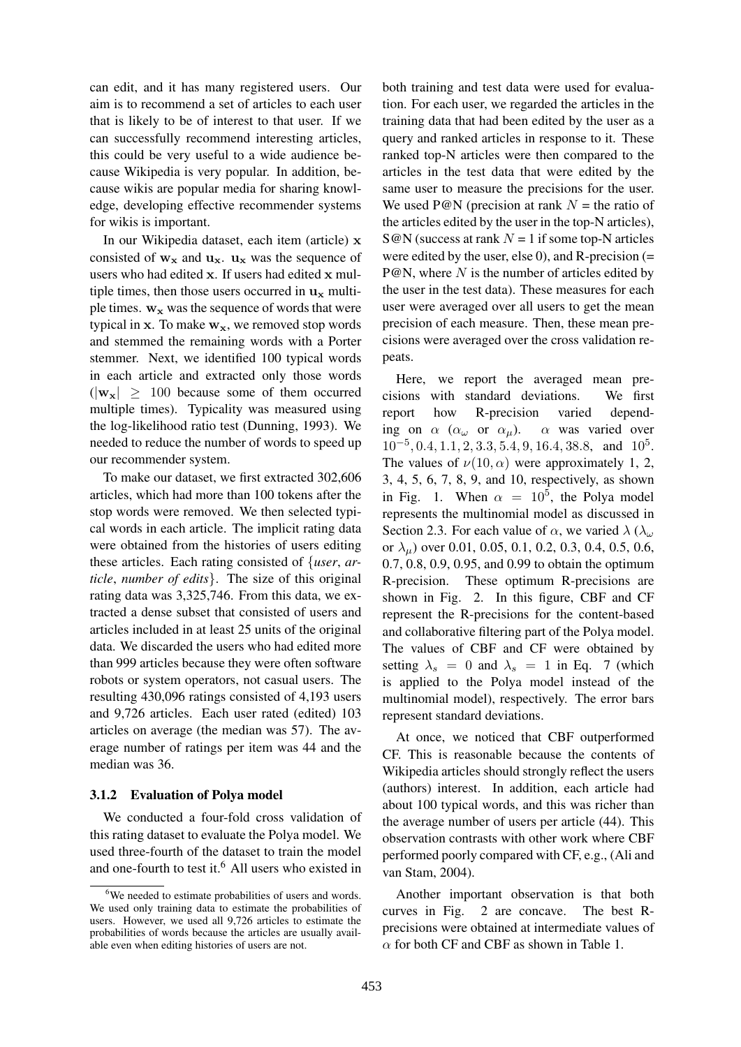can edit, and it has many registered users. Our aim is to recommend a set of articles to each user that is likely to be of interest to that user. If we can successfully recommend interesting articles, this could be very useful to a wide audience because Wikipedia is very popular. In addition, because wikis are popular media for sharing knowledge, developing effective recommender systems for wikis is important.

In our Wikipedia dataset, each item (article) $\mathbf{x}$ consisted of $\mathbf{w_x}$ and $\mathbf{u_x}$. $\mathbf{u_x}$ was the sequence of users who had edited $\mathbf{x}$. If users had edited $\mathbf{x}$ multiple times, then those users occurred in $\mathbf{u_x}$ multiple times. $\mathbf{w_x}$ was the sequence of words that were typical in $\mathbf{x}$. To make $\mathbf{w_x}$, we removed stop words and stemmed the remaining words with a Porter stemmer. Next, we identified 100 typical words in each article and extracted only those words ($|\mathbf{w_x}| \geq 100$ because some of them occurred multiple times). Typicality was measured using the log-likelihood ratio test (Dunning, 1993). We needed to reduce the number of words to speed up our recommender system.

To make our dataset, we first extracted 302,606 articles, which had more than 100 tokens after the stop words were removed. We then selected typical words in each article. The implicit rating data were obtained from the histories of users editing these articles. Each rating consisted of {*user*, *article*, *number of edits*}. The size of this original rating data was 3,325,746. From this data, we extracted a dense subset that consisted of users and articles included in at least 25 units of the original data. We discarded the users who had edited more than 999 articles because they were often software robots or system operators, not casual users. The resulting 430,096 ratings consisted of 4,193 users and 9,726 articles. Each user rated (edited) 103 articles on average (the median was 57). The average number of ratings per item was 44 and the median was 36.

### 3.1.2 Evaluation of Polya model

We conducted a four-fold cross validation of this rating dataset to evaluate the Polya model. We used three-fourth of the dataset to train the model and one-fourth to test it.[6] All users who existed in both training and test data were used for evaluation. For each user, we regarded the articles in the training data that had been edited by the user as a query and ranked articles in response to it. These ranked top-N articles were then compared to the articles in the test data that were edited by the same user to measure the precisions for the user. We used P@N (precision at rank $N$ = the ratio of the articles edited by the user in the top-N articles), S@N (success at rank $N$ = 1 if some top-N articles were edited by the user, else 0), and R-precision (= P@N, where $N$ is the number of articles edited by the user in the test data). These measures for each user were averaged over all users to get the mean precision of each measure. Then, these mean precisions were averaged over the cross validation repeats.

Here, we report the averaged mean precisions with standard deviations. We first report how R-precision varied depending on $\alpha$ ($\alpha_\omega$ or $\alpha_\mu$). $\alpha$ was varied over $10^{-5}, 0.4, 1.1, 2, 3.3, 5.4, 9, 16.4, 38.8$, and $10^5$. The values of $\nu(10, \alpha)$ were approximately 1, 2, 3, 4, 5, 6, 7, 8, 9, and 10, respectively, as shown in Fig. 1. When $\alpha = 10^5$, the Polya model represents the multinomial model as discussed in Section 2.3. For each value of $\alpha$, we varied $\lambda$ ($\lambda_\omega$ or $\lambda_\mu$) over 0.01, 0.05, 0.1, 0.2, 0.3, 0.4, 0.5, 0.6, 0.7, 0.8, 0.9, 0.95, and 0.99 to obtain the optimum R-precision. These optimum R-precisions are shown in Fig. 2. In this figure, CBF and CF represent the R-precisions for the content-based and collaborative filtering part of the Polya model. The values of CBF and CF were obtained by setting $\lambda_s = 0$ and $\lambda_s = 1$ in Eq. 7 (which is applied to the Polya model instead of the multinomial model), respectively. The error bars represent standard deviations.

At once, we noticed that CBF outperformed CF. This is reasonable because the contents of Wikipedia articles should strongly reflect the users (authors) interest. In addition, each article had about 100 typical words, and this was richer than the average number of users per article (44). This observation contrasts with other work where CBF performed poorly compared with CF, e.g., (Ali and van Stam, 2004).

Another important observation is that both curves in Fig. 2 are concave. The best R-precisions were obtained at intermediate values of $\alpha$ for both CF and CBF as shown in Table 1.

---

[6] We needed to estimate probabilities of users and words. We used only training data to estimate the probabilities of users. However, we used all 9,726 articles to estimate the probabilities of words because the articles are usually available even when editing histories of users are not.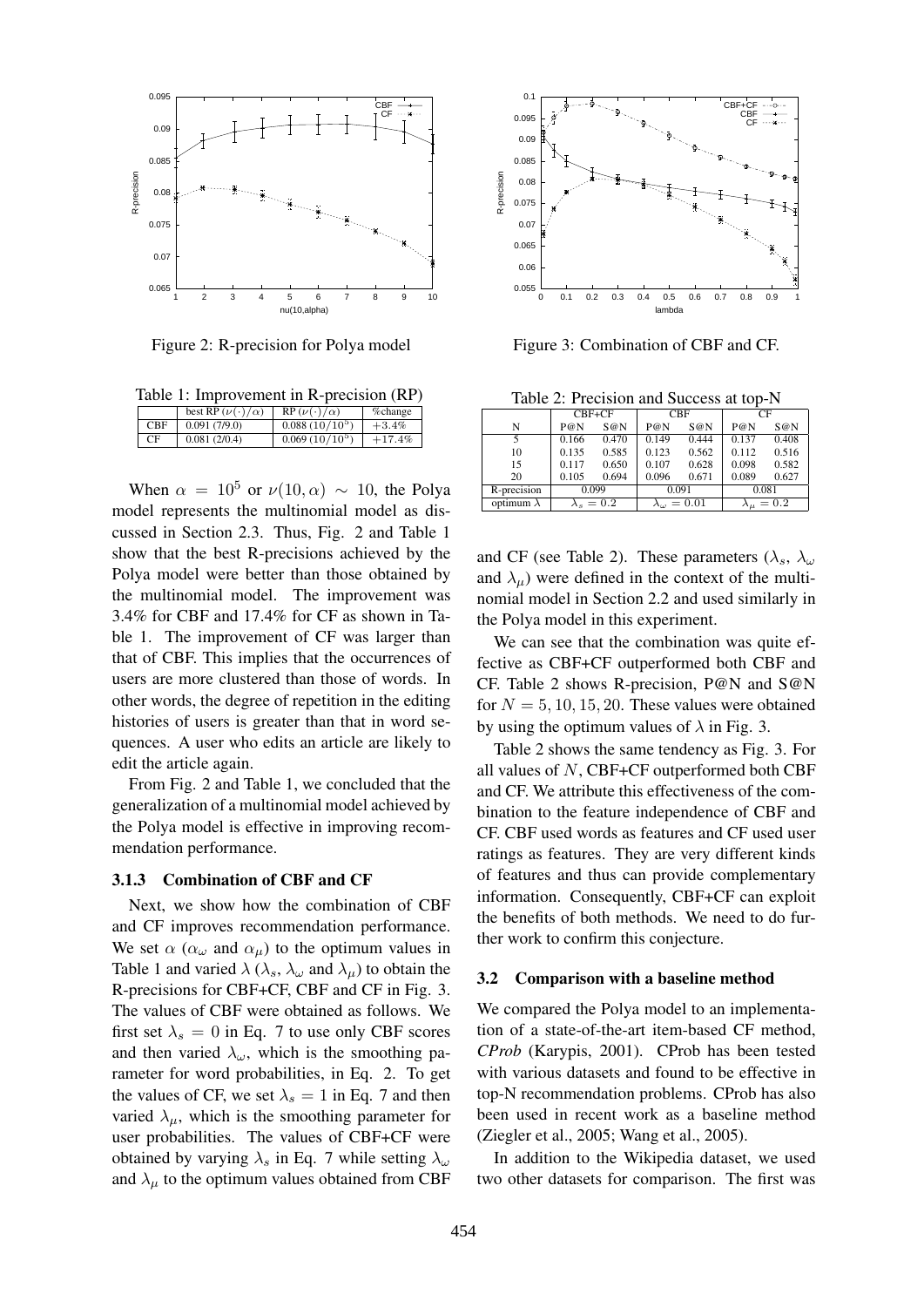Figure 2: R-precision for Polya model

Figure 3: Combination of CBF and CF.

Table 1: Improvement in R-precision (RP)

| | best RP ($\nu(\cdot)/\alpha$) | RP ($\nu(\cdot)/\alpha$) | %change |
|---|---|---|---|
| CBF | 0.091 (7/9.0) | 0.088 ($10/10^5$) | $+3.4\%$ |
| CF | 0.081 (2/0.4) | 0.069 ($10/10^5$) | $+17.4\%$ |

When $\alpha = 10^5$ or $\nu(10, \alpha) \sim 10$, the Polya model represents the multinomial model as discussed in Section 2.3. Thus, Fig. 2 and Table 1 show that the best R-precisions achieved by the Polya model were better than those obtained by the multinomial model. The improvement was 3.4% for CBF and 17.4% for CF as shown in Table 1. The improvement of CF was larger than that of CBF. This implies that the occurrences of users are more clustered than those of words. In other words, the degree of repetition in the editing histories of users is greater than that in word sequences. A user who edits an article are likely to edit the article again.

From Fig. 2 and Table 1, we concluded that the generalization of a multinomial model achieved by the Polya model is effective in improving recommendation performance.

### 3.1.3 Combination of CBF and CF

Next, we show how the combination of CBF and CF improves recommendation performance. We set $\alpha$ ($\alpha_\omega$ and $\alpha_\mu$) to the optimum values in Table 1 and varied $\lambda$ ($\lambda_s$, $\lambda_\omega$ and $\lambda_\mu$) to obtain the R-precisions for CBF+CF, CBF and CF in Fig. 3. The values of CBF were obtained as follows. We first set $\lambda_s = 0$ in Eq. 7 to use only CBF scores and then varied $\lambda_\omega$, which is the smoothing parameter for word probabilities, in Eq. 2. To get the values of CF, we set $\lambda_s = 1$ in Eq. 7 and then varied $\lambda_\mu$, which is the smoothing parameter for user probabilities. The values of CBF+CF were obtained by varying $\lambda_s$ in Eq. 7 while setting $\lambda_\omega$ and $\lambda_\mu$ to the optimum values obtained from CBF and CF (see Table 2). These parameters ($\lambda_s$, $\lambda_\omega$ and $\lambda_\mu$) were defined in the context of the multinomial model in Section 2.2 and used similarly in the Polya model in this experiment.

Table 2: Precision and Success at top-N

| | CBF+CF | | CBF | | CF | |
|---|---|---|---|---|---|---|
| N | P@N | S@N | P@N | S@N | P@N | S@N |
| 5 | 0.166 | 0.470 | 0.149 | 0.444 | 0.137 | 0.408 |
| 10 | 0.135 | 0.585 | 0.123 | 0.562 | 0.112 | 0.516 |
| 15 | 0.117 | 0.650 | 0.107 | 0.628 | 0.098 | 0.582 |
| 20 | 0.105 | 0.694 | 0.096 | 0.671 | 0.089 | 0.627 |
| R-precision | 0.099 | | 0.091 | | 0.081 | |
| optimum $\lambda$ | $\lambda_s = 0.2$ | | $\lambda_\omega = 0.01$ | | $\lambda_\mu = 0.2$ | |

We can see that the combination was quite effective as CBF+CF outperformed both CBF and CF. Table 2 shows R-precision, P@N and S@N for $N = 5, 10, 15, 20$. These values were obtained by using the optimum values of $\lambda$ in Fig. 3.

Table 2 shows the same tendency as Fig. 3. For all values of $N$, CBF+CF outperformed both CBF and CF. We attribute this effectiveness of the combination to the feature independence of CBF and CF. CBF used words as features and CF used user ratings as features. They are very different kinds of features and thus can provide complementary information. Consequently, CBF+CF can exploit the benefits of both methods. We need to do further work to confirm this conjecture.

## 3.2 Comparison with a baseline method

We compared the Polya model to an implementation of a state-of-the-art item-based CF method, *CProb* (Karypis, 2001). CProb has been tested with various datasets and found to be effective in top-N recommendation problems. CProb has also been used in recent work as a baseline method (Ziegler et al., 2005; Wang et al., 2005).

In addition to the Wikipedia dataset, we used two other datasets for comparison. The first was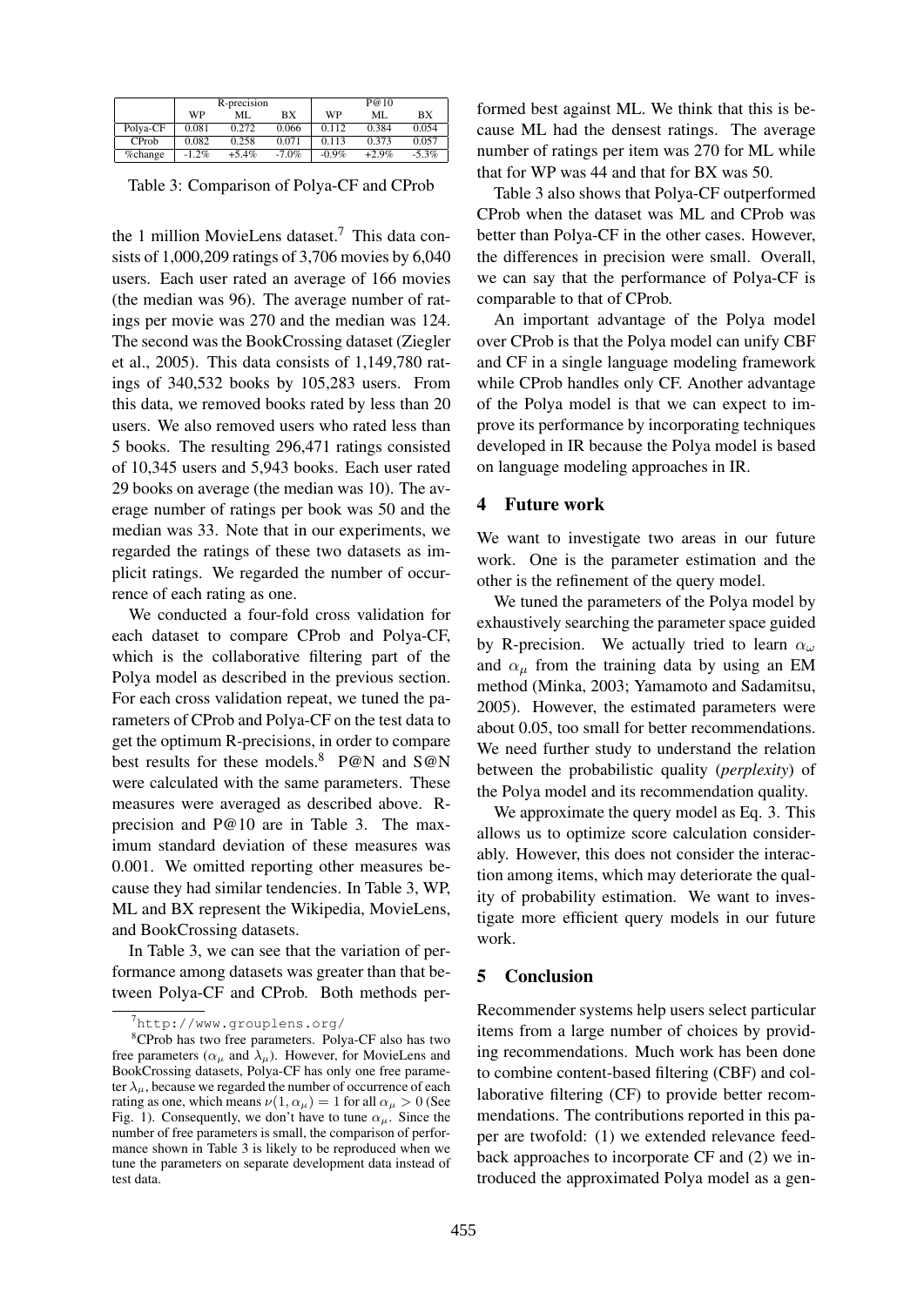|  | R-precision |  |  | P@10 |  |  |
|---|---|---|---|---|---|---|
|  | WP | ML | BX | WP | ML | BX |
| Polya-CF | 0.081 | 0.272 | 0.066 | 0.112 | 0.384 | 0.054 |
| CProb | 0.082 | 0.258 | 0.071 | 0.113 | 0.373 | 0.057 |
| %change | -1.2% | +5.4% | -7.0% | -0.9% | +2.9% | -5.3% |

Table 3: Comparison of Polya-CF and CProb

the 1 million MovieLens dataset.[7] This data consists of 1,000,209 ratings of 3,706 movies by 6,040 users. Each user rated an average of 166 movies (the median was 96). The average number of ratings per movie was 270 and the median was 124. The second was the BookCrossing dataset (Ziegler et al., 2005). This data consists of 1,149,780 ratings of 340,532 books by 105,283 users. From this data, we removed books rated by less than 20 users. We also removed users who rated less than 5 books. The resulting 296,471 ratings consisted of 10,345 users and 5,943 books. Each user rated 29 books on average (the median was 10). The average number of ratings per book was 50 and the median was 33. Note that in our experiments, we regarded the ratings of these two datasets as implicit ratings. We regarded the number of occurrence of each rating as one.

We conducted a four-fold cross validation for each dataset to compare CProb and Polya-CF, which is the collaborative filtering part of the Polya model as described in the previous section. For each cross validation repeat, we tuned the parameters of CProb and Polya-CF on the test data to get the optimum R-precisions, in order to compare best results for these models.[8] P@N and S@N were calculated with the same parameters. These measures were averaged as described above. R-precision and P@10 are in Table 3. The maximum standard deviation of these measures was 0.001. We omitted reporting other measures because they had similar tendencies. In Table 3, WP, ML and BX represent the Wikipedia, MovieLens, and BookCrossing datasets.

In Table 3, we can see that the variation of performance among datasets was greater than that between Polya-CF and CProb. Both methods performed best against ML. We think that this is because ML had the densest ratings. The average number of ratings per item was 270 for ML while that for WP was 44 and that for BX was 50.

Table 3 also shows that Polya-CF outperformed CProb when the dataset was ML and CProb was better than Polya-CF in the other cases. However, the differences in precision were small. Overall, we can say that the performance of Polya-CF is comparable to that of CProb.

An important advantage of the Polya model over CProb is that the Polya model can unify CBF and CF in a single language modeling framework while CProb handles only CF. Another advantage of the Polya model is that we can expect to improve its performance by incorporating techniques developed in IR because the Polya model is based on language modeling approaches in IR.

## 4 Future work

We want to investigate two areas in our future work. One is the parameter estimation and the other is the refinement of the query model.

We tuned the parameters of the Polya model by exhaustively searching the parameter space guided by R-precision. We actually tried to learn $\alpha_\omega$ and $\alpha_\mu$ from the training data by using an EM method (Minka, 2003; Yamamoto and Sadamitsu, 2005). However, the estimated parameters were about 0.05, too small for better recommendations. We need further study to understand the relation between the probabilistic quality (*perplexity*) of the Polya model and its recommendation quality.

We approximate the query model as Eq. 3. This allows us to optimize score calculation considerably. However, this does not consider the interaction among items, which may deteriorate the quality of probability estimation. We want to investigate more efficient query models in our future work.

## 5 Conclusion

Recommender systems help users select particular items from a large number of choices by providing recommendations. Much work has been done to combine content-based filtering (CBF) and collaborative filtering (CF) to provide better recommendations. The contributions reported in this paper are twofold: (1) we extended relevance feedback approaches to incorporate CF and (2) we introduced the approximated Polya model as a gen-

[7] http://www.grouplens.org/

[8] CProb has two free parameters. Polya-CF also has two free parameters ($\alpha_\mu$ and $\lambda_\mu$). However, for MovieLens and BookCrossing datasets, Polya-CF has only one free parameter $\lambda_\mu$, because we regarded the number of occurrence of each rating as one, which means $\nu(1, \alpha_\mu) = 1$ for all $\alpha_\mu > 0$ (See Fig. 1). Consequently, we don't have to tune $\alpha_\mu$. Since the number of free parameters is small, the comparison of performance shown in Table 3 is likely to be reproduced when we tune the parameters on separate development data instead of test data.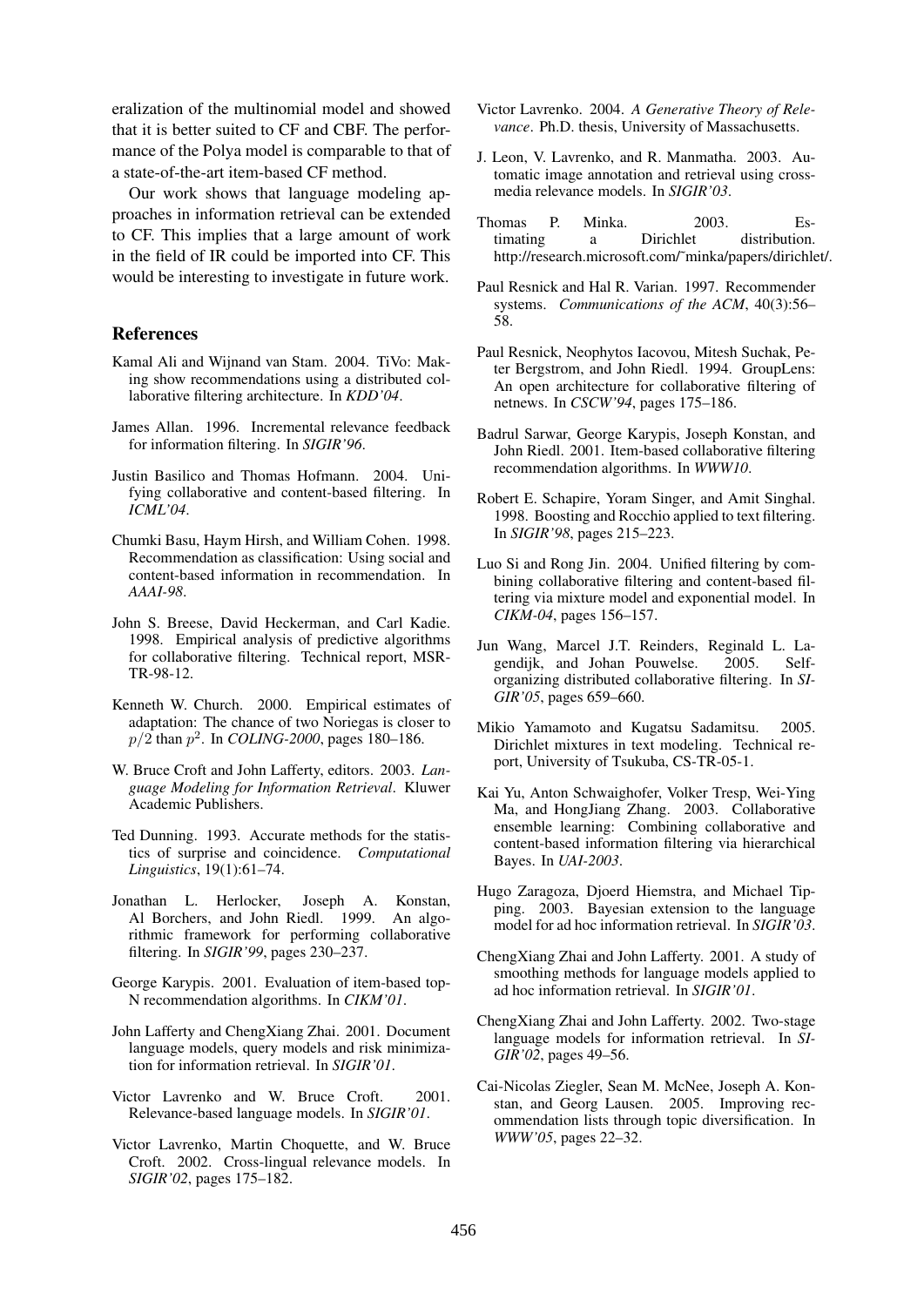eralization of the multinomial model and showed that it is better suited to CF and CBF. The performance of the Polya model is comparable to that of a state-of-the-art item-based CF method.

Our work shows that language modeling approaches in information retrieval can be extended to CF. This implies that a large amount of work in the field of IR could be imported into CF. This would be interesting to investigate in future work.

## References

Kamal Ali and Wijnand van Stam. 2004. TiVo: Making show recommendations using a distributed collaborative filtering architecture. In *KDD'04*.

James Allan. 1996. Incremental relevance feedback for information filtering. In *SIGIR'96*.

Justin Basilico and Thomas Hofmann. 2004. Unifying collaborative and content-based filtering. In *ICML'04*.

Chumki Basu, Haym Hirsh, and William Cohen. 1998. Recommendation as classification: Using social and content-based information in recommendation. In *AAAI-98*.

John S. Breese, David Heckerman, and Carl Kadie. 1998. Empirical analysis of predictive algorithms for collaborative filtering. Technical report, MSR-TR-98-12.

Kenneth W. Church. 2000. Empirical estimates of adaptation: The chance of two Noriegas is closer to $p/2$ than $p^2$. In *COLING-2000*, pages 180–186.

W. Bruce Croft and John Lafferty, editors. 2003. *Language Modeling for Information Retrieval*. Kluwer Academic Publishers.

Ted Dunning. 1993. Accurate methods for the statistics of surprise and coincidence. *Computational Linguistics*, 19(1):61–74.

Jonathan L. Herlocker, Joseph A. Konstan, Al Borchers, and John Riedl. 1999. An algorithmic framework for performing collaborative filtering. In *SIGIR'99*, pages 230–237.

George Karypis. 2001. Evaluation of item-based top-N recommendation algorithms. In *CIKM'01*.

John Lafferty and ChengXiang Zhai. 2001. Document language models, query models and risk minimization for information retrieval. In *SIGIR'01*.

Victor Lavrenko and W. Bruce Croft. 2001. Relevance-based language models. In *SIGIR'01*.

Victor Lavrenko, Martin Choquette, and W. Bruce Croft. 2002. Cross-lingual relevance models. In *SIGIR'02*, pages 175–182.

Victor Lavrenko. 2004. *A Generative Theory of Relevance*. Ph.D. thesis, University of Massachusetts.

J. Leon, V. Lavrenko, and R. Manmatha. 2003. Automatic image annotation and retrieval using cross-media relevance models. In *SIGIR'03*.

Thomas P. Minka. 2003. Estimating a Dirichlet distribution. http://research.microsoft.com/˜minka/papers/dirichlet/.

Paul Resnick and Hal R. Varian. 1997. Recommender systems. *Communications of the ACM*, 40(3):56–58.

Paul Resnick, Neophytos Iacovou, Mitesh Suchak, Peter Bergstrom, and John Riedl. 1994. GroupLens: An open architecture for collaborative filtering of netnews. In *CSCW'94*, pages 175–186.

Badrul Sarwar, George Karypis, Joseph Konstan, and John Riedl. 2001. Item-based collaborative filtering recommendation algorithms. In *WWW10*.

Robert E. Schapire, Yoram Singer, and Amit Singhal. 1998. Boosting and Rocchio applied to text filtering. In *SIGIR'98*, pages 215–223.

Luo Si and Rong Jin. 2004. Unified filtering by combining collaborative filtering and content-based filtering via mixture model and exponential model. In *CIKM-04*, pages 156–157.

Jun Wang, Marcel J.T. Reinders, Reginald L. Lagendijk, and Johan Pouwelse. 2005. Self-organizing distributed collaborative filtering. In *SIGIR'05*, pages 659–660.

Mikio Yamamoto and Kugatsu Sadamitsu. 2005. Dirichlet mixtures in text modeling. Technical report, University of Tsukuba, CS-TR-05-1.

Kai Yu, Anton Schwaighofer, Volker Tresp, Wei-Ying Ma, and HongJiang Zhang. 2003. Collaborative ensemble learning: Combining collaborative and content-based information filtering via hierarchical Bayes. In *UAI-2003*.

Hugo Zaragoza, Djoerd Hiemstra, and Michael Tipping. 2003. Bayesian extension to the language model for ad hoc information retrieval. In *SIGIR'03*.

ChengXiang Zhai and John Lafferty. 2001. A study of smoothing methods for language models applied to ad hoc information retrieval. In *SIGIR'01*.

ChengXiang Zhai and John Lafferty. 2002. Two-stage language models for information retrieval. In *SIGIR'02*, pages 49–56.

Cai-Nicolas Ziegler, Sean M. McNee, Joseph A. Konstan, and Georg Lausen. 2005. Improving recommendation lists through topic diversification. In *WWW'05*, pages 22–32.